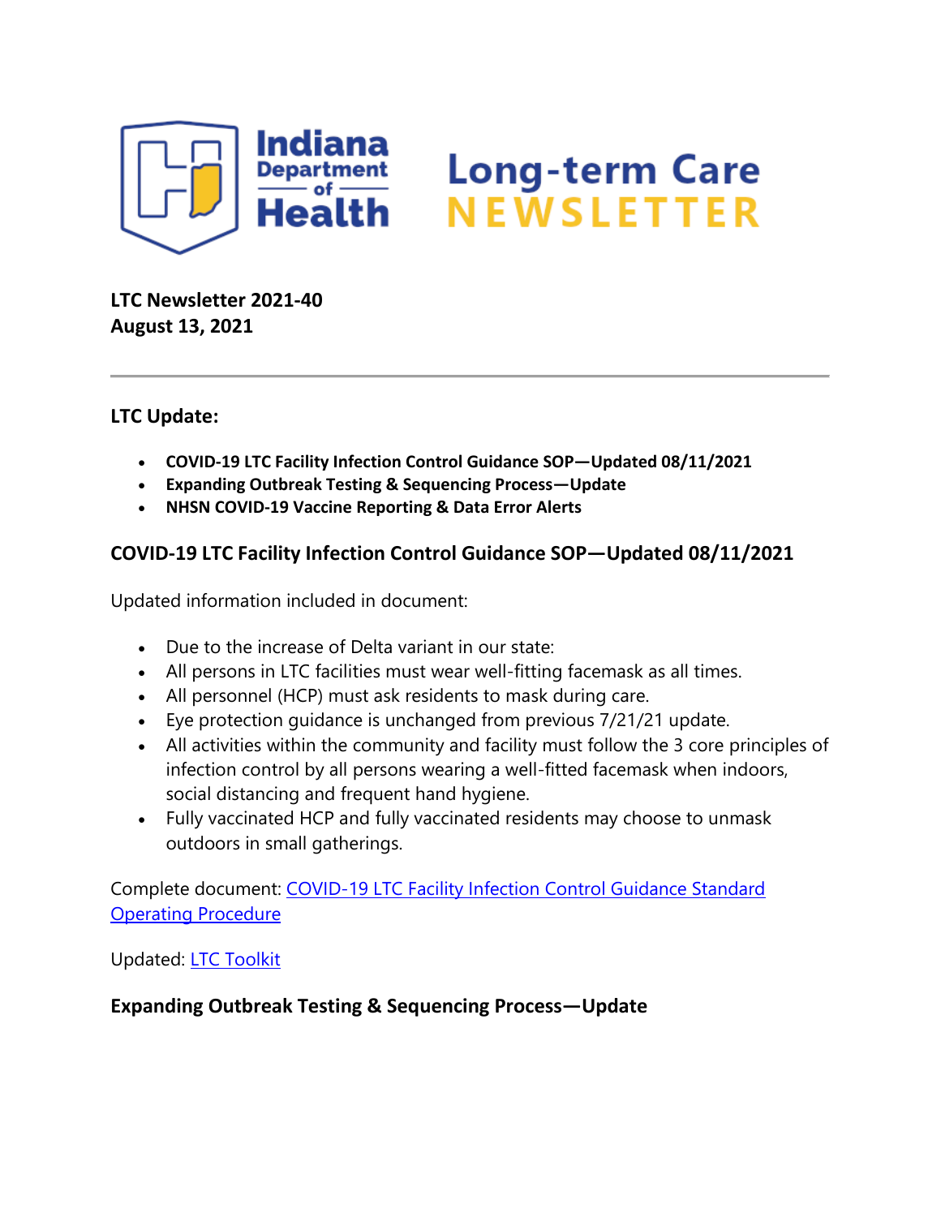# Indiana Department of Health Long-term Care NEWSLETTER

**LTC Newsletter 2021-40**
**August 13, 2021**

---

## LTC Update:

- **COVID-19 LTC Facility Infection Control Guidance SOP—Updated 08/11/2021**
- **Expanding Outbreak Testing & Sequencing Process—Update**
- **NHSN COVID-19 Vaccine Reporting & Data Error Alerts**

## COVID-19 LTC Facility Infection Control Guidance SOP—Updated 08/11/2021

Updated information included in document:

- Due to the increase of Delta variant in our state:
- All persons in LTC facilities must wear well-fitting facemask as all times.
- All personnel (HCP) must ask residents to mask during care.
- Eye protection guidance is unchanged from previous 7/21/21 update.
- All activities within the community and facility must follow the 3 core principles of infection control by all persons wearing a well-fitted facemask when indoors, social distancing and frequent hand hygiene.
- Fully vaccinated HCP and fully vaccinated residents may choose to unmask outdoors in small gatherings.

Complete document: COVID-19 LTC Facility Infection Control Guidance Standard Operating Procedure

Updated: LTC Toolkit

## Expanding Outbreak Testing & Sequencing Process—Update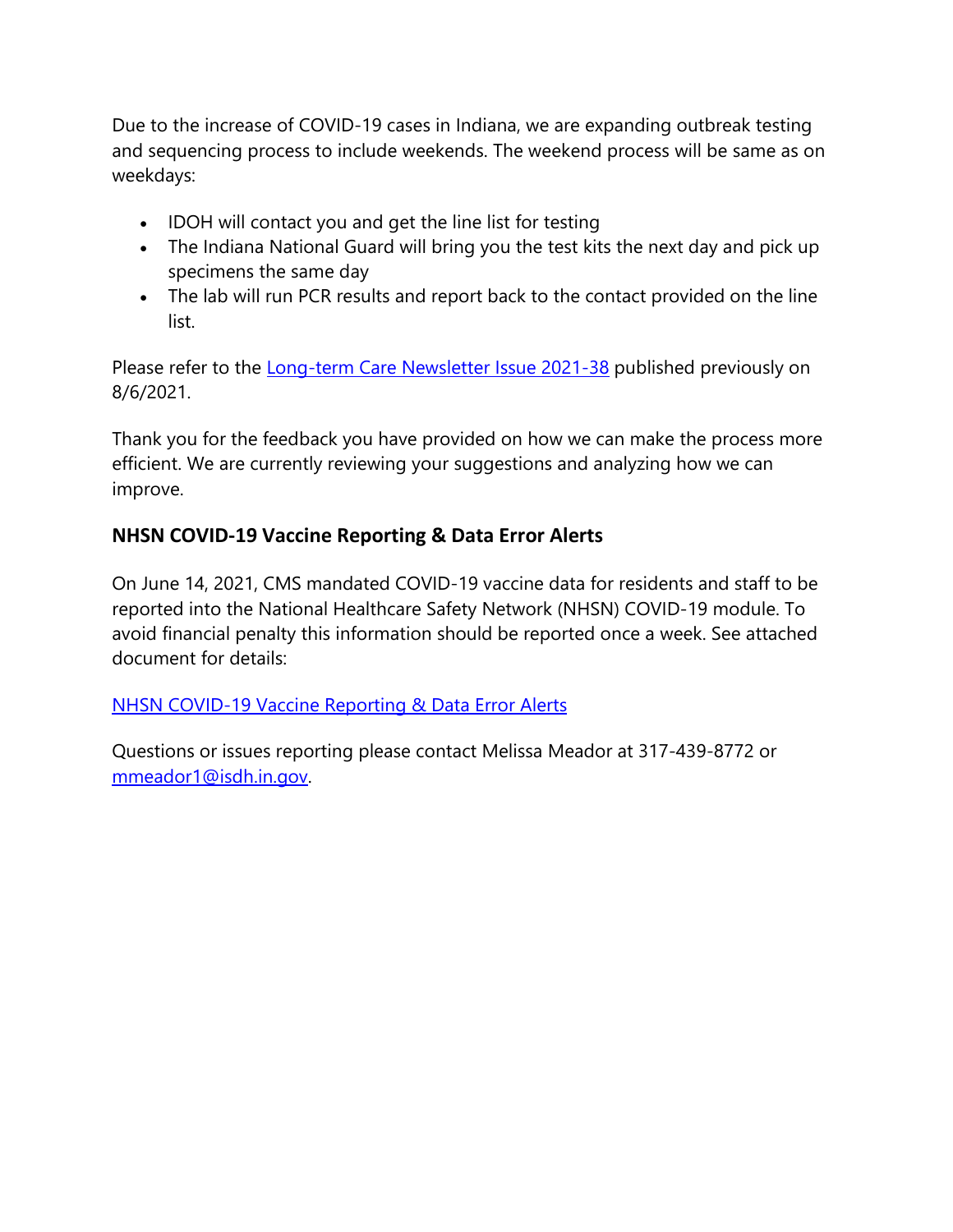Due to the increase of COVID-19 cases in Indiana, we are expanding outbreak testing and sequencing process to include weekends. The weekend process will be same as on weekdays:

- IDOH will contact you and get the line list for testing
- The Indiana National Guard will bring you the test kits the next day and pick up specimens the same day
- The lab will run PCR results and report back to the contact provided on the line list.

Please refer to the Long-term Care Newsletter Issue 2021-38 published previously on 8/6/2021.

Thank you for the feedback you have provided on how we can make the process more efficient. We are currently reviewing your suggestions and analyzing how we can improve.

### NHSN COVID-19 Vaccine Reporting & Data Error Alerts

On June 14, 2021, CMS mandated COVID-19 vaccine data for residents and staff to be reported into the National Healthcare Safety Network (NHSN) COVID-19 module. To avoid financial penalty this information should be reported once a week. See attached document for details:

NHSN COVID-19 Vaccine Reporting & Data Error Alerts

Questions or issues reporting please contact Melissa Meador at 317-439-8772 or mmeador1@isdh.in.gov.